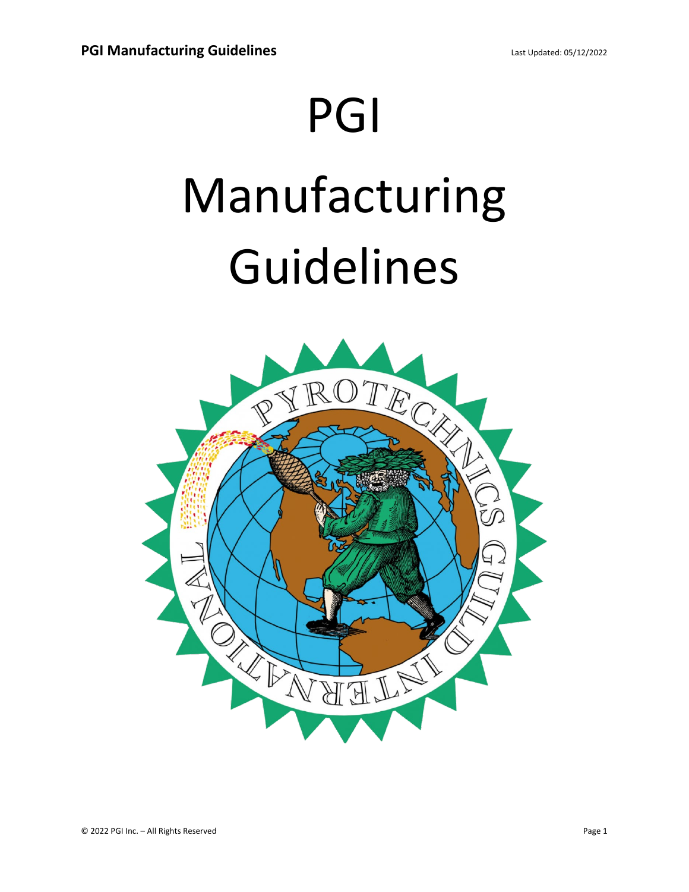# PGI

# Manufacturing Guidelines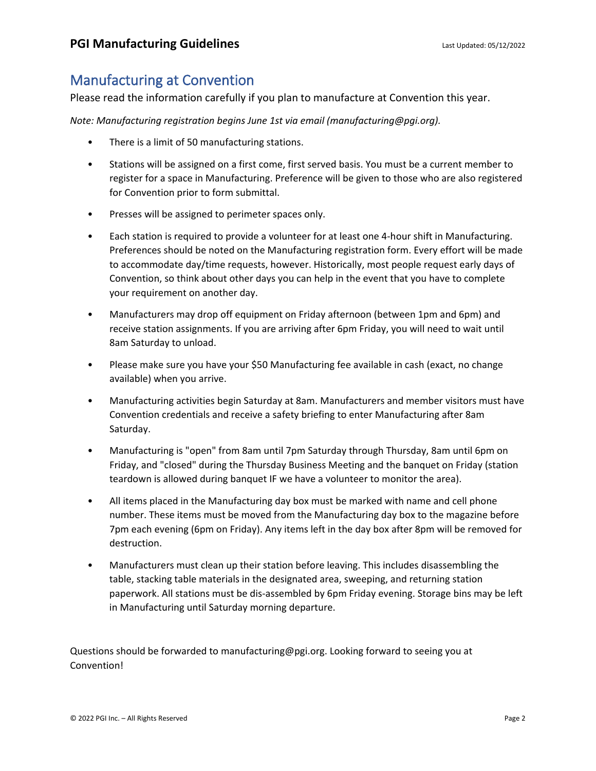## Manufacturing at Convention

Please read the information carefully if you plan to manufacture at Convention this year.

*Note: Manufacturing registration begins June 1st via email (manufacturing@pgi.org).*

- There is a limit of 50 manufacturing stations.
- Stations will be assigned on a first come, first served basis. You must be a current member to register for a space in Manufacturing. Preference will be given to those who are also registered for Convention prior to form submittal.
- Presses will be assigned to perimeter spaces only.
- Each station is required to provide a volunteer for at least one 4-hour shift in Manufacturing. Preferences should be noted on the Manufacturing registration form. Every effort will be made to accommodate day/time requests, however. Historically, most people request early days of Convention, so think about other days you can help in the event that you have to complete your requirement on another day.
- Manufacturers may drop off equipment on Friday afternoon (between 1pm and 6pm) and receive station assignments. If you are arriving after 6pm Friday, you will need to wait until 8am Saturday to unload.
- Please make sure you have your $50 Manufacturing fee available in cash (exact, no change available) when you arrive.
- Manufacturing activities begin Saturday at 8am. Manufacturers and member visitors must have Convention credentials and receive a safety briefing to enter Manufacturing after 8am Saturday.
- Manufacturing is "open" from 8am until 7pm Saturday through Thursday, 8am until 6pm on Friday, and "closed" during the Thursday Business Meeting and the banquet on Friday (station teardown is allowed during banquet IF we have a volunteer to monitor the area).
- All items placed in the Manufacturing day box must be marked with name and cell phone number. These items must be moved from the Manufacturing day box to the magazine before 7pm each evening (6pm on Friday). Any items left in the day box after 8pm will be removed for destruction.
- Manufacturers must clean up their station before leaving. This includes disassembling the table, stacking table materials in the designated area, sweeping, and returning station paperwork. All stations must be dis-assembled by 6pm Friday evening. Storage bins may be left in Manufacturing until Saturday morning departure.

Questions should be forwarded to manufacturing@pgi.org. Looking forward to seeing you at Convention!